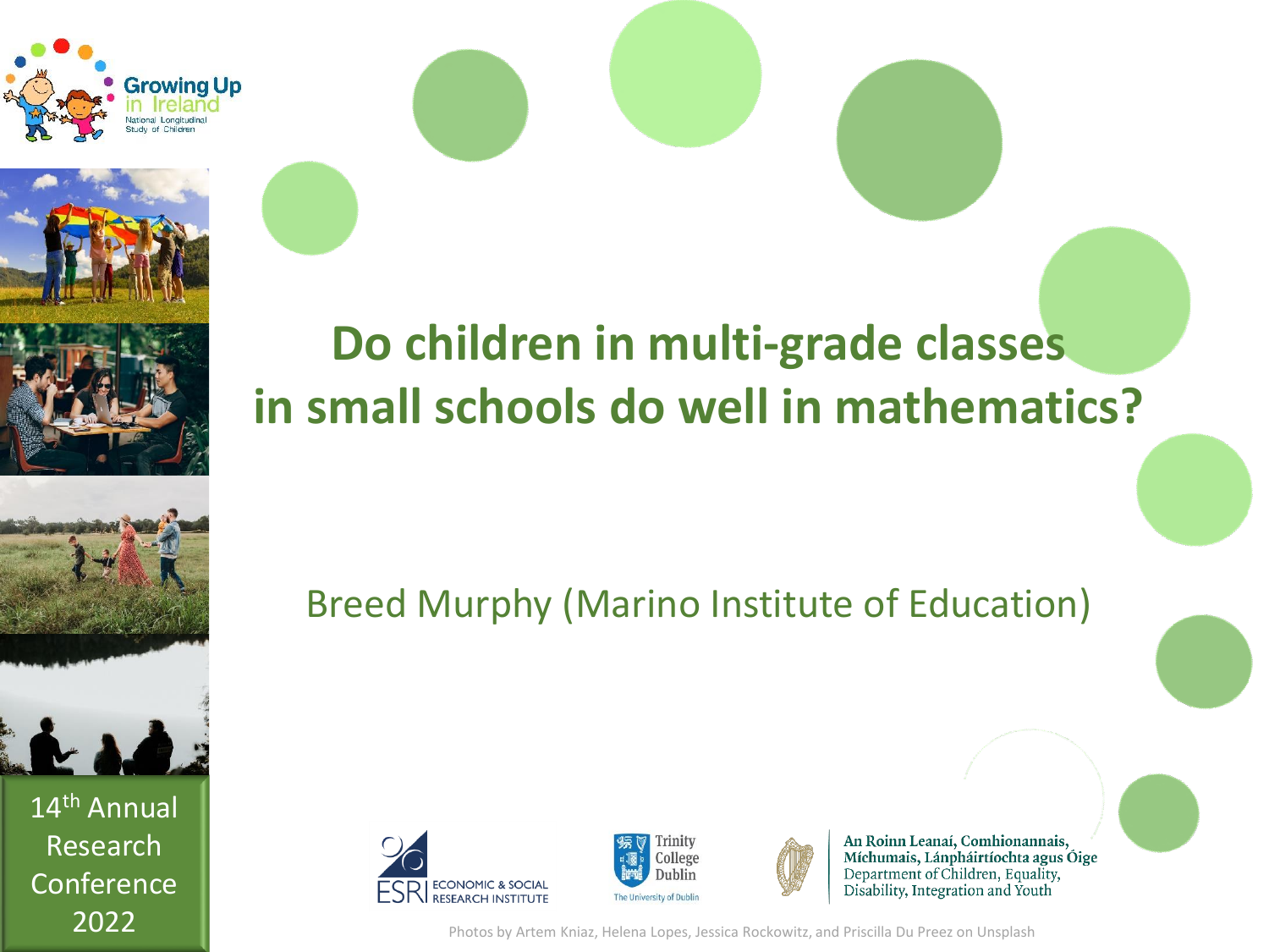Growing Up in Ireland

National Longitudinal Study of Children

# Do children in multi-grade classes in small schools do well in mathematics?

Breed Murphy (Marino Institute of Education)

14th Annual Research Conference 2022

ESRI ECONOMIC & SOCIAL RESEARCH INSTITUTE

Trinity College Dublin

The University of Dublin

An Roinn Leanaí, Comhionannais, Míchumais, Lánpháirtíochta agus Óige

Department of Children, Equality, Disability, Integration and Youth

Photos by Artem Kniaz, Helena Lopes, Jessica Rockowitz, and Priscilla Du Preez on Unsplash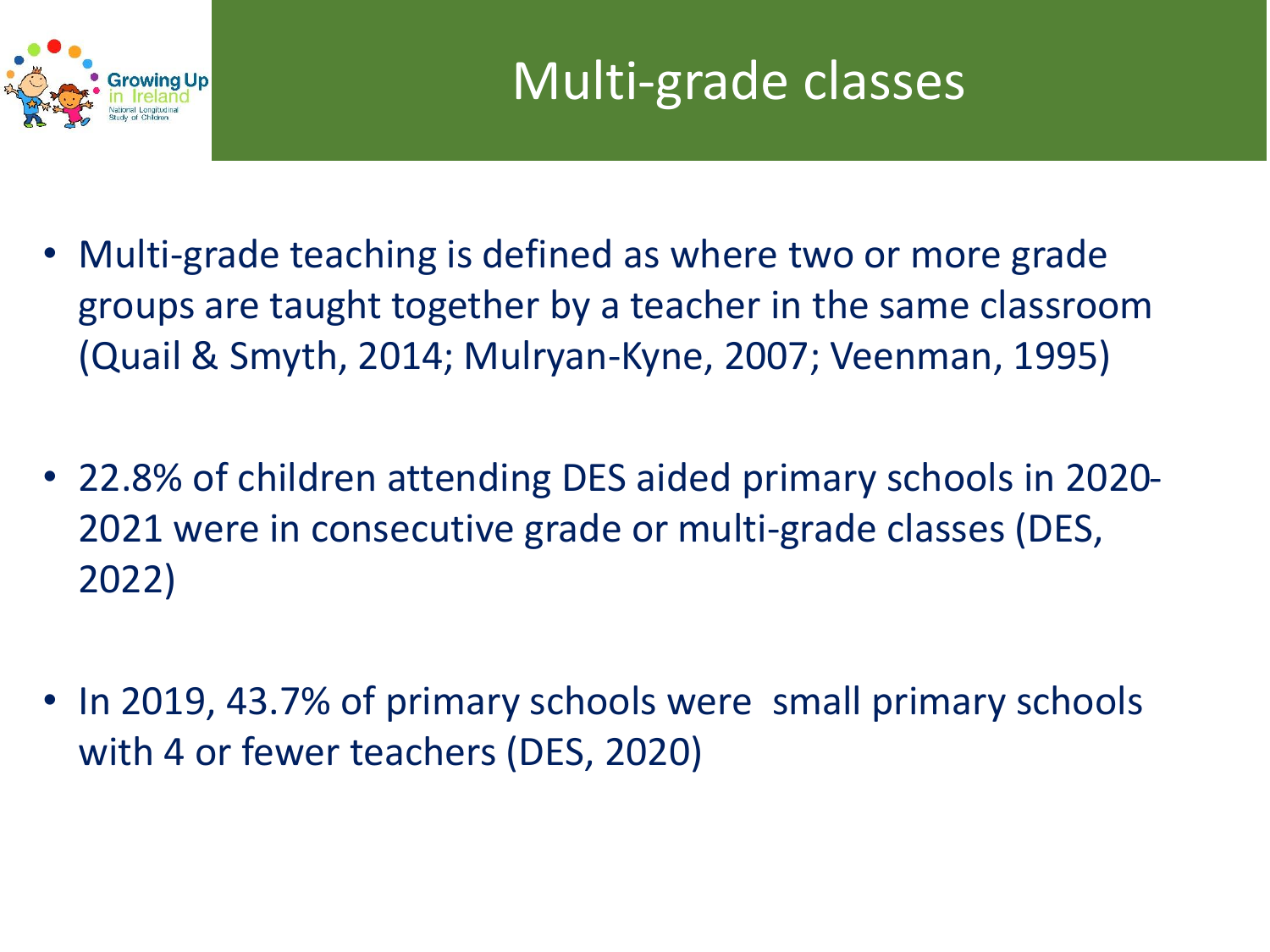# Multi-grade classes

- Multi-grade teaching is defined as where two or more grade groups are taught together by a teacher in the same classroom (Quail & Smyth, 2014; Mulryan-Kyne, 2007; Veenman, 1995)

- 22.8% of children attending DES aided primary schools in 2020-2021 were in consecutive grade or multi-grade classes (DES, 2022)

- In 2019, 43.7% of primary schools were small primary schools with 4 or fewer teachers (DES, 2020)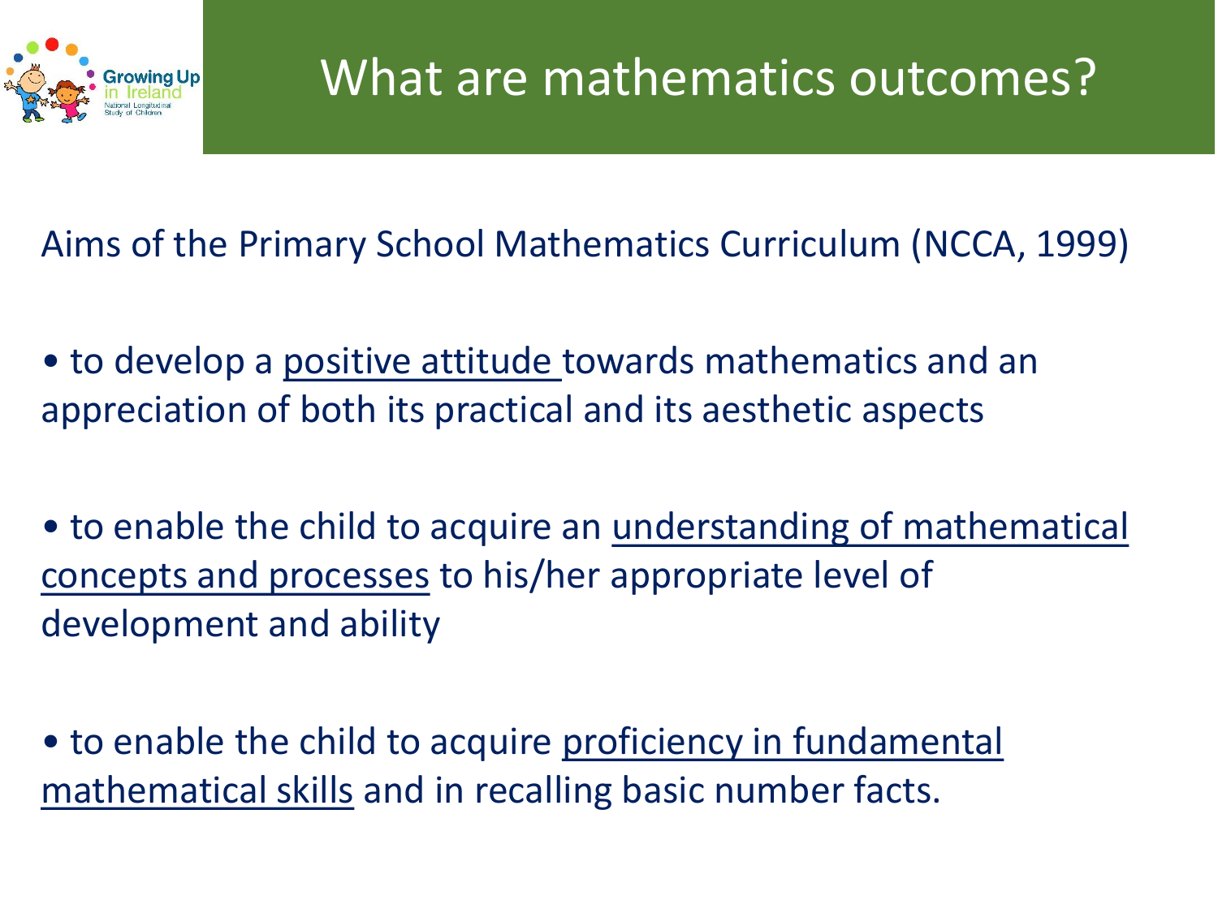# What are mathematics outcomes?

Aims of the Primary School Mathematics Curriculum (NCCA, 1999)

- to develop a <u>positive attitude</u> towards mathematics and an appreciation of both its practical and its aesthetic aspects

- to enable the child to acquire an <u>understanding of mathematical concepts and processes</u> to his/her appropriate level of development and ability

- to enable the child to acquire <u>proficiency in fundamental mathematical skills</u> and in recalling basic number facts.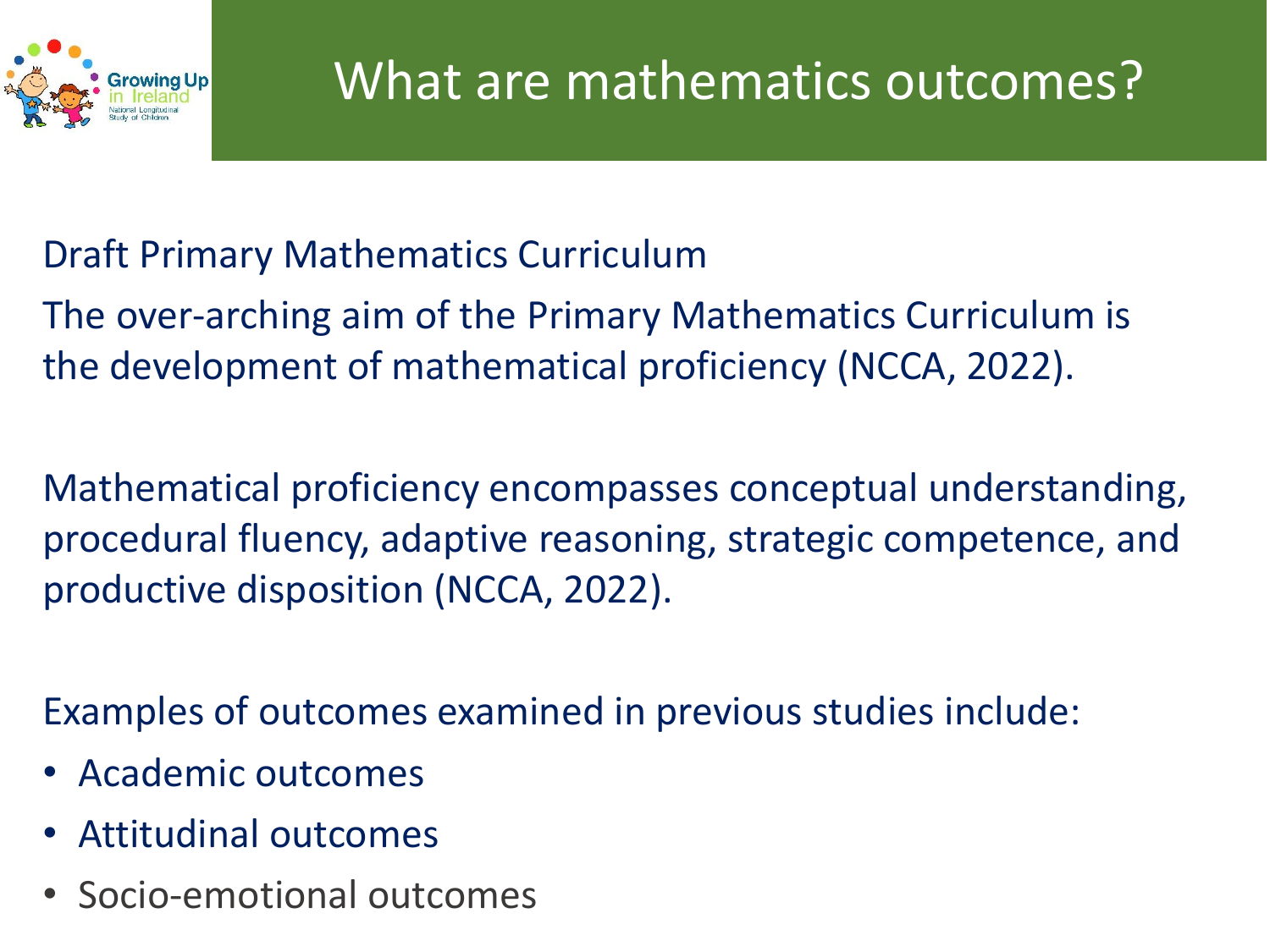# What are mathematics outcomes?

Draft Primary Mathematics Curriculum

The over-arching aim of the Primary Mathematics Curriculum is the development of mathematical proficiency (NCCA, 2022).

Mathematical proficiency encompasses conceptual understanding, procedural fluency, adaptive reasoning, strategic competence, and productive disposition (NCCA, 2022).

Examples of outcomes examined in previous studies include:

- Academic outcomes
- Attitudinal outcomes
- Socio-emotional outcomes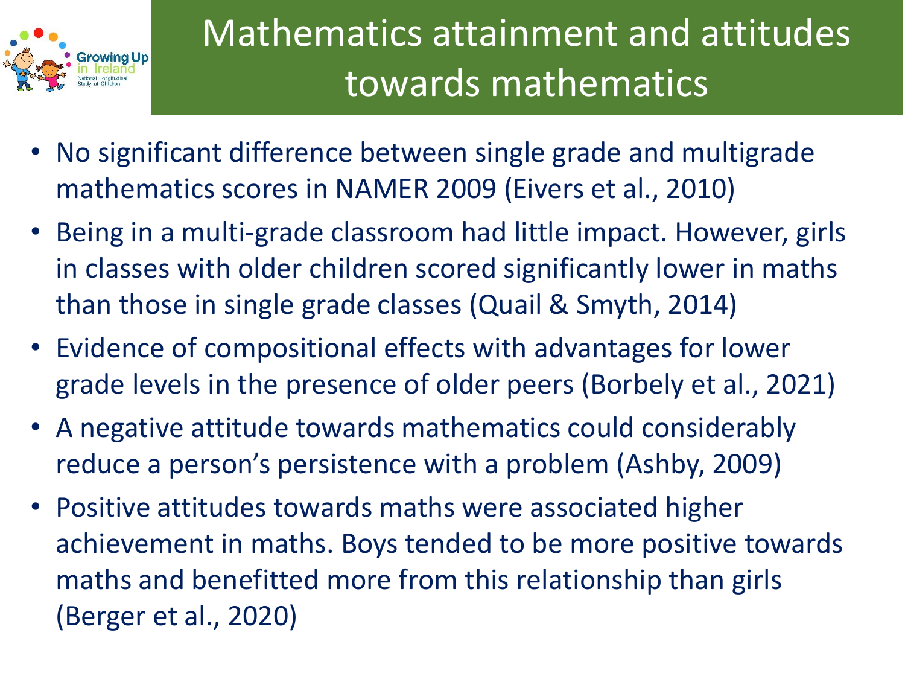# Mathematics attainment and attitudes towards mathematics

- No significant difference between single grade and multigrade mathematics scores in NAMER 2009 (Eivers et al., 2010)
- Being in a multi-grade classroom had little impact. However, girls in classes with older children scored significantly lower in maths than those in single grade classes (Quail & Smyth, 2014)
- Evidence of compositional effects with advantages for lower grade levels in the presence of older peers (Borbely et al., 2021)
- A negative attitude towards mathematics could considerably reduce a person's persistence with a problem (Ashby, 2009)
- Positive attitudes towards maths were associated higher achievement in maths. Boys tended to be more positive towards maths and benefitted more from this relationship than girls (Berger et al., 2020)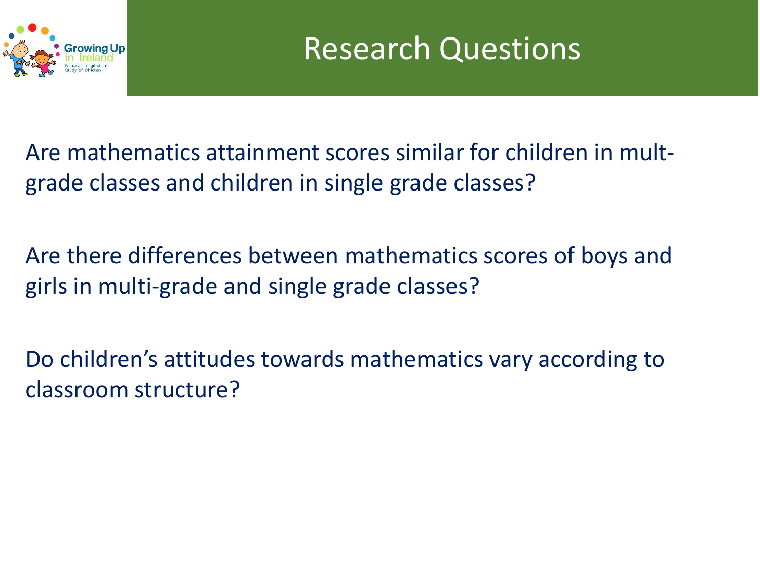# Research Questions

Are mathematics attainment scores similar for children in mult-grade classes and children in single grade classes?

Are there differences between mathematics scores of boys and girls in multi-grade and single grade classes?

Do children's attitudes towards mathematics vary according to classroom structure?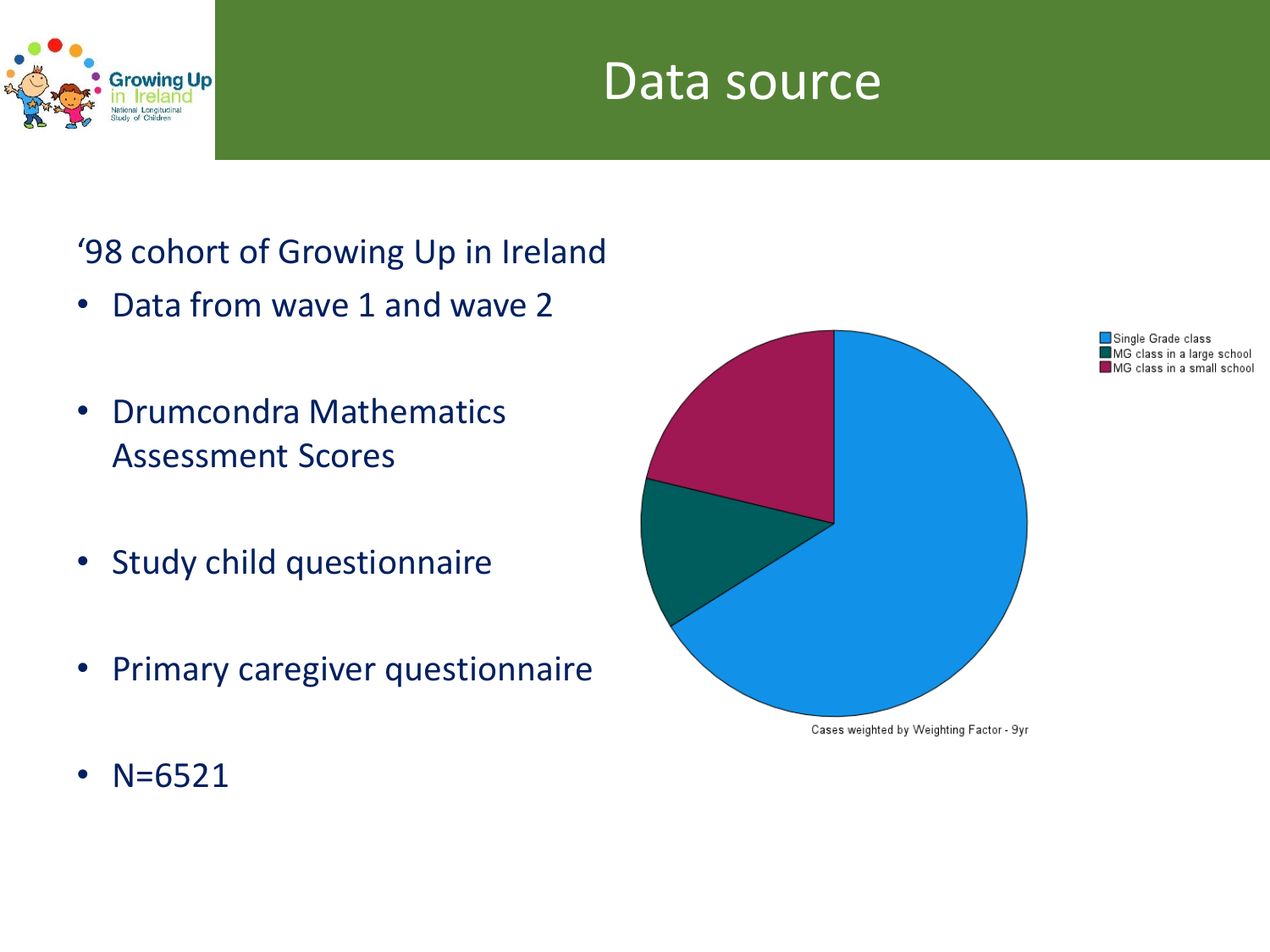# Data source

'98 cohort of Growing Up in Ireland

- Data from wave 1 and wave 2
- Drumcondra Mathematics Assessment Scores
- Study child questionnaire
- Primary caregiver questionnaire
- N=6521

Single Grade class
MG class in a large school
MG class in a small school

Cases weighted by Weighting Factor - 9yr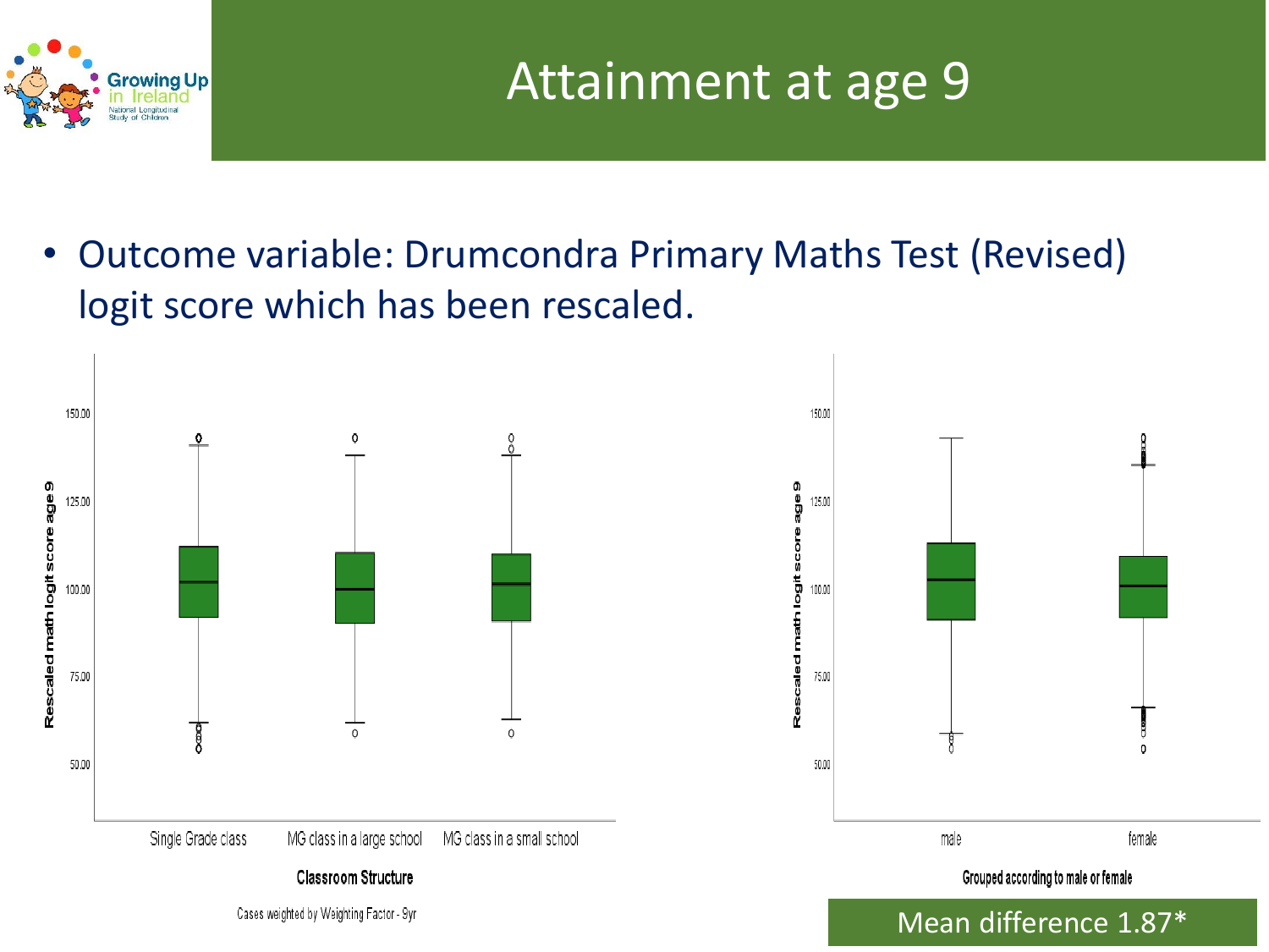# Attainment at age 9

- Outcome variable: Drumcondra Primary Maths Test (Revised) logit score which has been rescaled.

Rescaled math logit score age 9

Single Grade class | MG class in a large school | MG class in a small school

Classroom Structure

Cases weighted by Weighting Factor - 9yr

Rescaled math logit score age 9

male | female

Grouped according to male or female

Mean difference 1.87*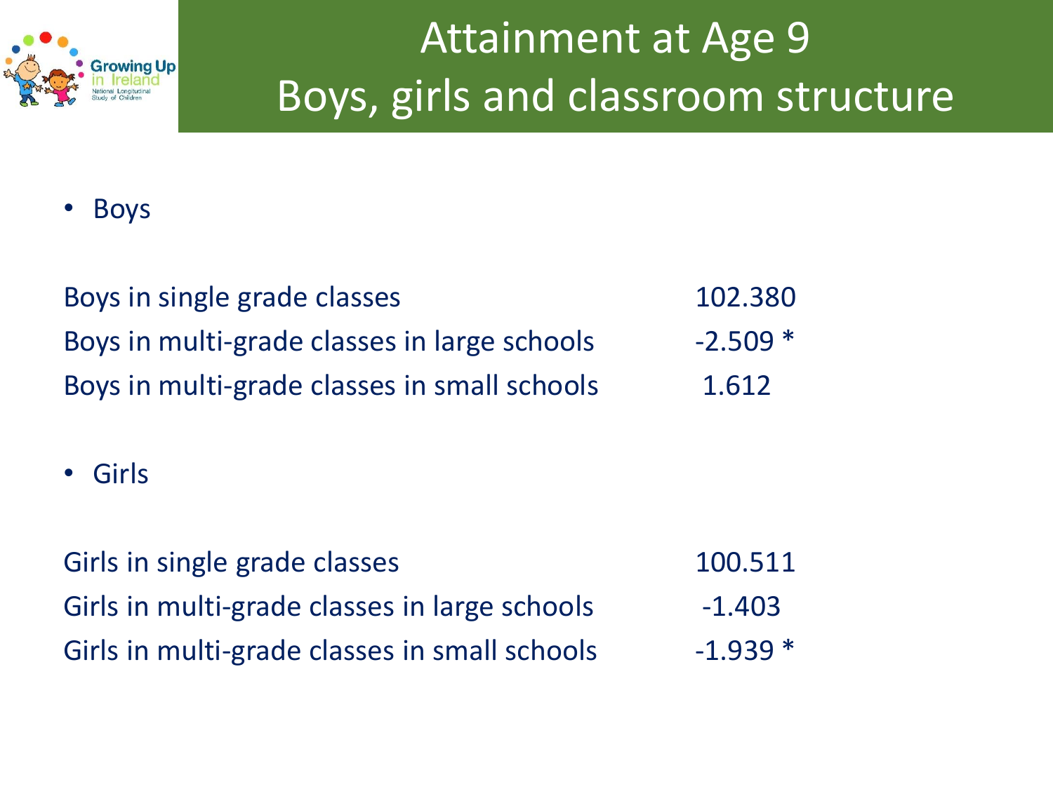# Attainment at Age 9
# Boys, girls and classroom structure

- Boys

| | |
|---|---|
| Boys in single grade classes | 102.380 |
| Boys in multi-grade classes in large schools | -2.509 * |
| Boys in multi-grade classes in small schools | 1.612 |

- Girls

| | |
|---|---|
| Girls in single grade classes | 100.511 |
| Girls in multi-grade classes in large schools | -1.403 |
| Girls in multi-grade classes in small schools | -1.939 * |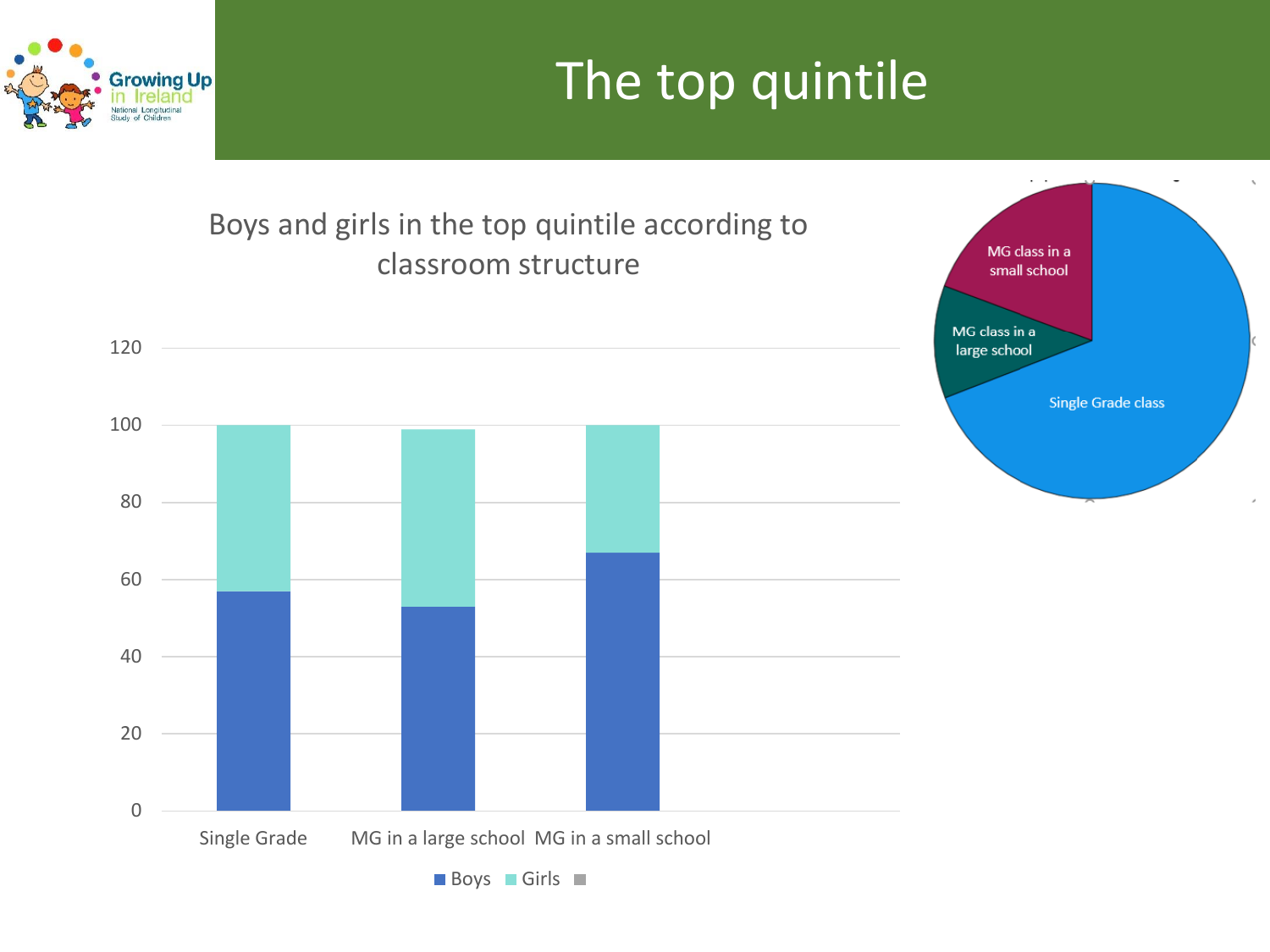# The top quintile

Boys and girls in the top quintile according to classroom structure

| | Boys | Girls |
|---|---|---|
| Single Grade | 57 | 43 |
| MG in a large school | 53 | 46 |
| MG in a small school | 67 | 33 |

MG class in a small school

MG class in a large school

Single Grade class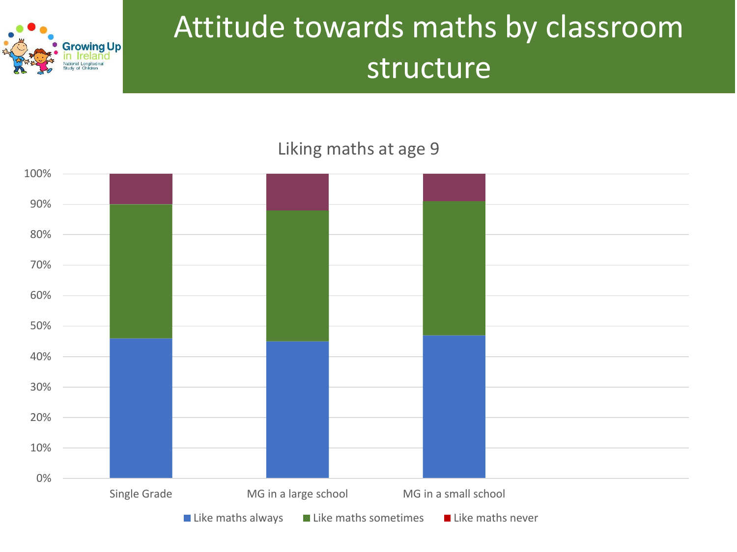# Attitude towards maths by classroom structure

Liking maths at age 9

| | Like maths always | Like maths sometimes | Like maths never |
|---|---|---|---|
| Single Grade | 46% | 44% | 10% |
| MG in a large school | 45% | 43% | 12% |
| MG in a small school | 47% | 44% | 9% |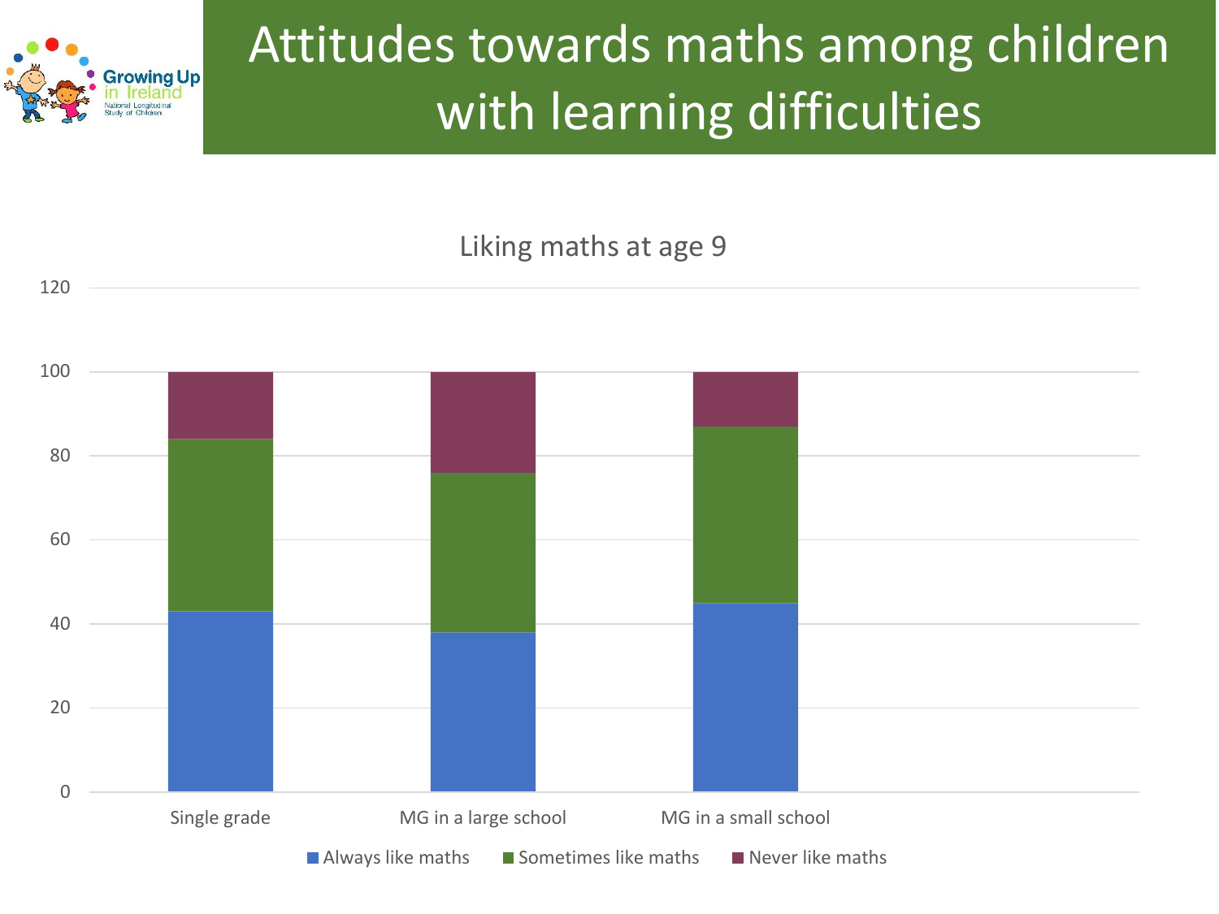# Attitudes towards maths among children with learning difficulties

Liking maths at age 9

| | Always like maths | Sometimes like maths | Never like maths |
|---|---|---|---|
| Single grade | 43 | 41 | 16 |
| MG in a large school | 38 | 38 | 24 |
| MG in a small school | 45 | 42 | 13 |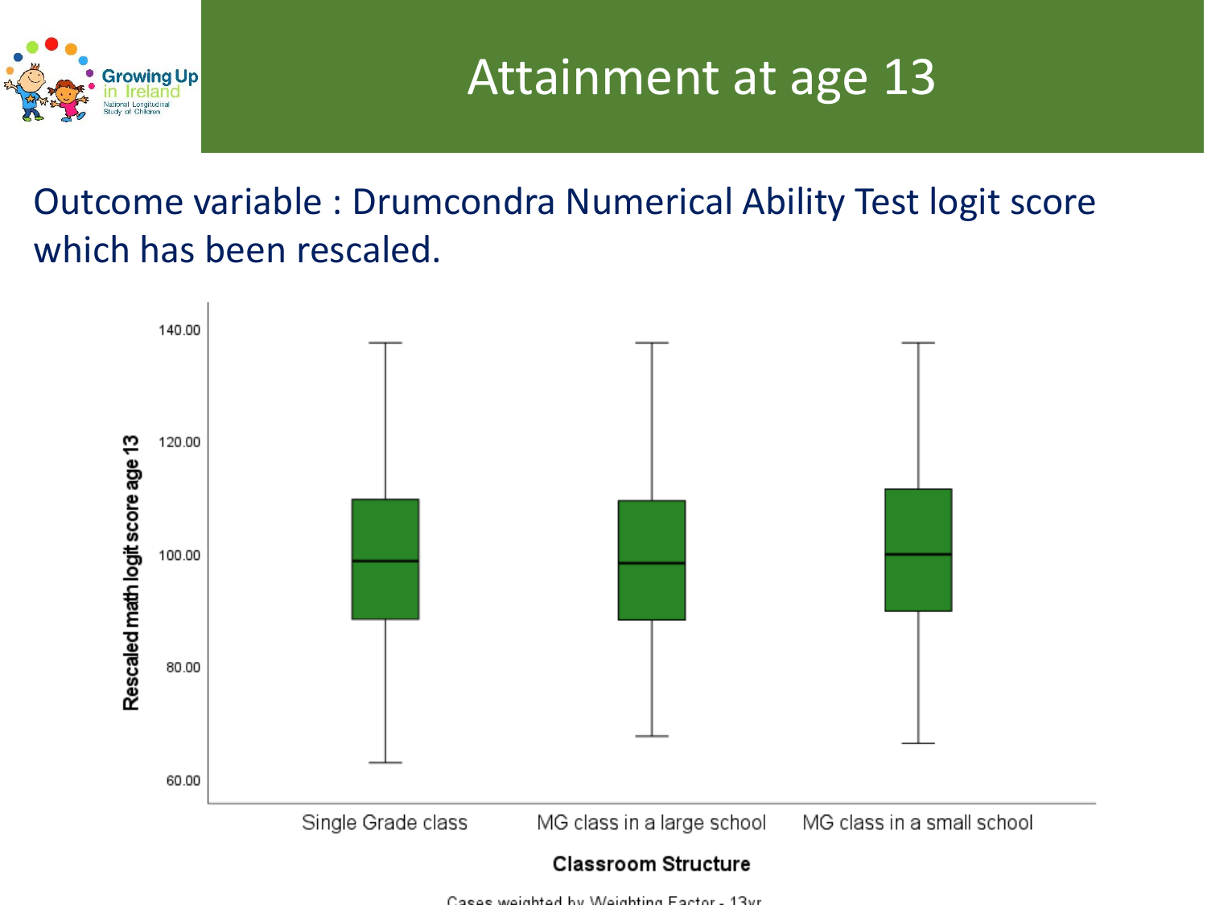# Attainment at age 13

Outcome variable : Drumcondra Numerical Ability Test logit score which has been rescaled.

Rescaled math logit score age 13

140.00

120.00

100.00

80.00

60.00

Single Grade class | MG class in a large school | MG class in a small school

**Classroom Structure**

Cases weighted by Weighting Factor - 13yr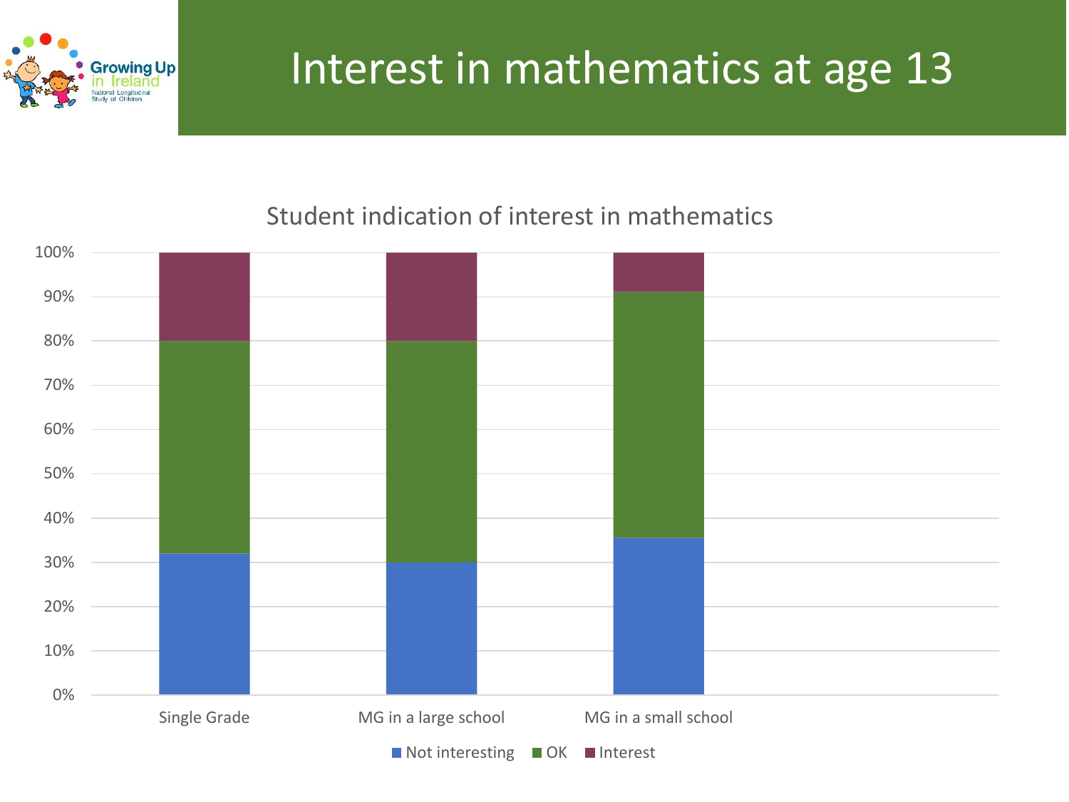# Interest in mathematics at age 13

Student indication of interest in mathematics

| | Not interesting | OK | Interest |
|---|---|---|---|
| Single Grade | | | |
| MG in a large school | | | |
| MG in a small school | | | |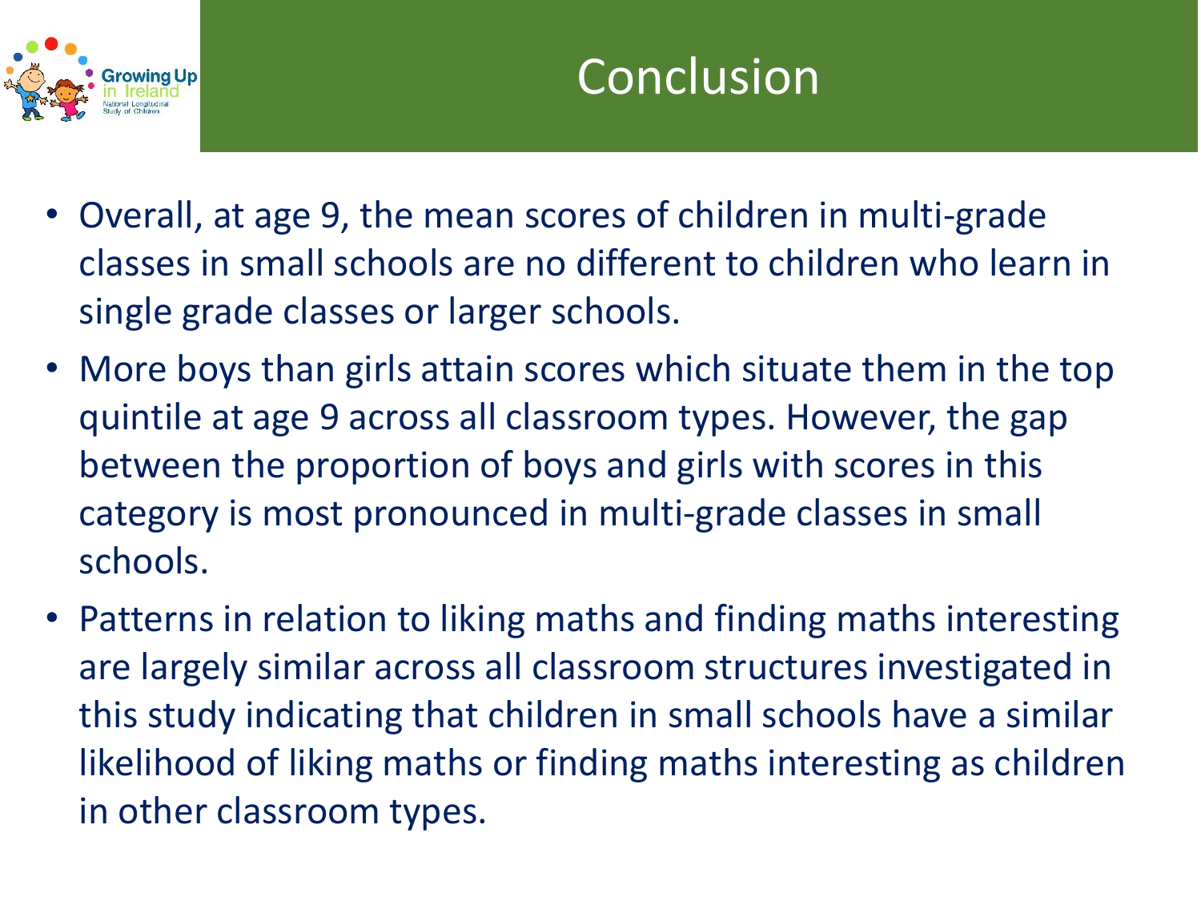# Conclusion

- Overall, at age 9, the mean scores of children in multi-grade classes in small schools are no different to children who learn in single grade classes or larger schools.
- More boys than girls attain scores which situate them in the top quintile at age 9 across all classroom types. However, the gap between the proportion of boys and girls with scores in this category is most pronounced in multi-grade classes in small schools.
- Patterns in relation to liking maths and finding maths interesting are largely similar across all classroom structures investigated in this study indicating that children in small schools have a similar likelihood of liking maths or finding maths interesting as children in other classroom types.